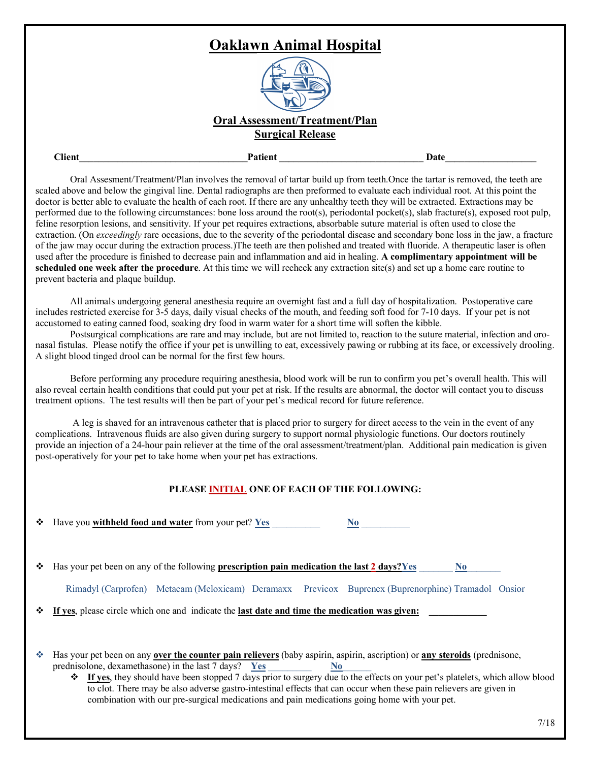# Oaklawn Animal Hospital

## Oral Assessment/Treatment/Plan
## Surgical Release

**Client**__________________________________**Patient** ______________________________ **Date**__________________

Oral Assesment/Treatment/Plan involves the removal of tartar build up from teeth.Once the tartar is removed, the teeth are scaled above and below the gingival line. Dental radiographs are then preformed to evaluate each individual root. At this point the doctor is better able to evaluate the health of each root. If there are any unhealthy teeth they will be extracted. Extractions may be performed due to the following circumstances: bone loss around the root(s), periodontal pocket(s), slab fracture(s), exposed root pulp, feline resorption lesions, and sensitivity. If your pet requires extractions, absorbable suture material is often used to close the extraction. (On *exceedingly* rare occasions, due to the severity of the periodontal disease and secondary bone loss in the jaw, a fracture of the jaw may occur during the extraction process.)The teeth are then polished and treated with fluoride. A therapeutic laser is often used after the procedure is finished to decrease pain and inflammation and aid in healing. **A complimentary appointment will be scheduled one week after the procedure**. At this time we will recheck any extraction site(s) and set up a home care routine to prevent bacteria and plaque buildup.

All animals undergoing general anesthesia require an overnight fast and a full day of hospitalization. Postoperative care includes restricted exercise for 3-5 days, daily visual checks of the mouth, and feeding soft food for 7-10 days. If your pet is not accustomed to eating canned food, soaking dry food in warm water for a short time will soften the kibble.

Postsurgical complications are rare and may include, but are not limited to, reaction to the suture material, infection and oro-nasal fistulas. Please notify the office if your pet is unwilling to eat, excessively pawing or rubbing at its face, or excessively drooling. A slight blood tinged drool can be normal for the first few hours.

Before performing any procedure requiring anesthesia, blood work will be run to confirm you pet's overall health. This will also reveal certain health conditions that could put your pet at risk. If the results are abnormal, the doctor will contact you to discuss treatment options. The test results will then be part of your pet's medical record for future reference.

A leg is shaved for an intravenous catheter that is placed prior to surgery for direct access to the vein in the event of any complications. Intravenous fluids are also given during surgery to support normal physiologic functions. Our doctors routinely provide an injection of a 24-hour pain reliever at the time of the oral assessment/treatment/plan. Additional pain medication is given post-operatively for your pet to take home when your pet has extractions.

**PLEASE INITIAL ONE OF EACH OF THE FOLLOWING:**

- Have you **withheld food and water** from your pet? **Yes** __________ **No** __________

- Has your pet been on any of the following **prescription pain medication the last 2 days?** **Yes** _______ **No**_______

  Rimadyl (Carprofen) Metacam (Meloxicam) Deramaxx Previcox Buprenex (Buprenorphine) Tramadol Onsior

- **If yes**, please circle which one and indicate the **last date and time the medication was given:** ____________

- Has your pet been on any **over the counter pain relievers** (baby aspirin, aspirin, ascription) or **any steroids** (prednisone, prednisolone, dexamethasone) in the last 7 days? **Yes** _________ **No**______
  - **If yes**, they should have been stopped 7 days prior to surgery due to the effects on your pet's platelets, which allow blood to clot. There may be also adverse gastro-intestinal effects that can occur when these pain relievers are given in combination with our pre-surgical medications and pain medications going home with your pet.

7/18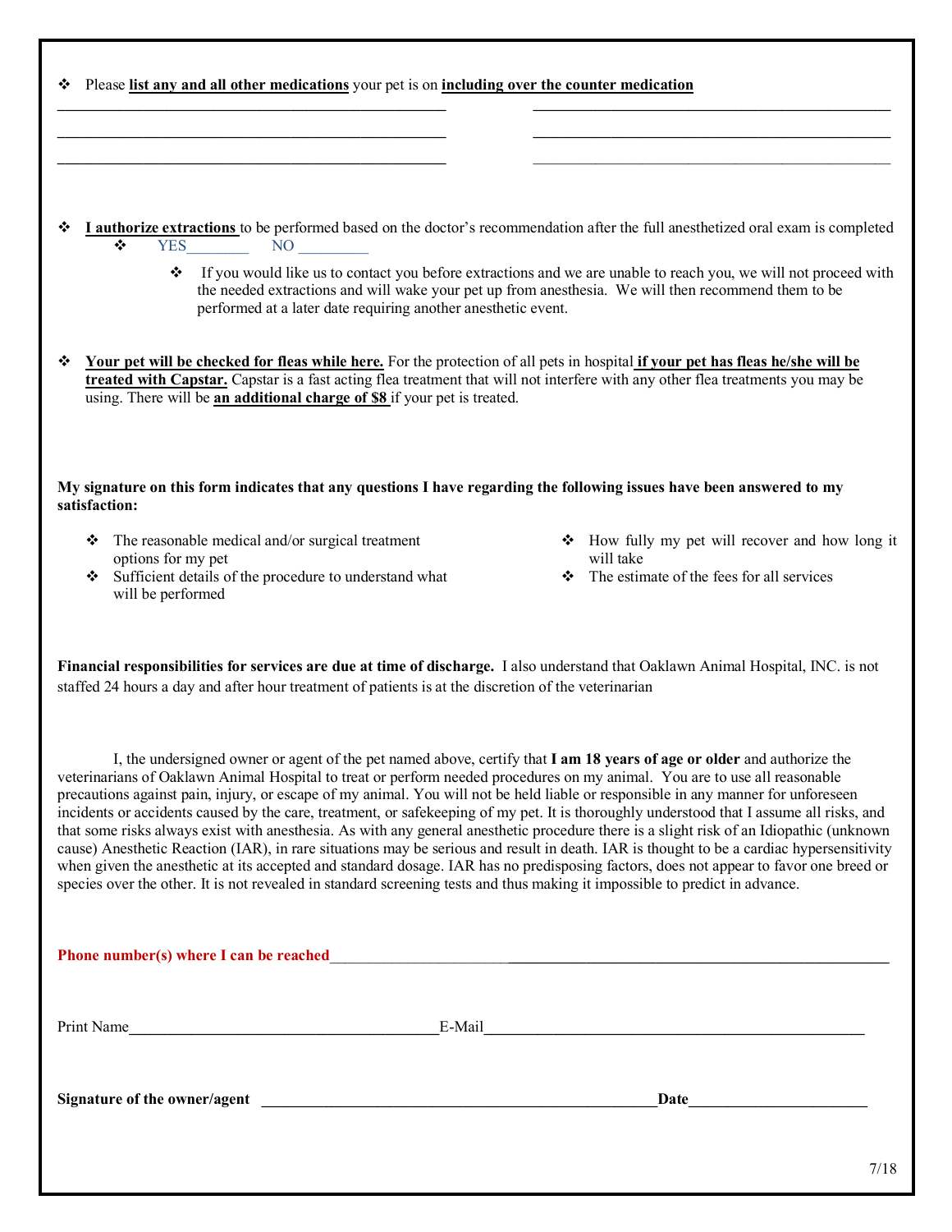- Please **list any and all other medications** your pet is on **including over the counter medication**

_______________________________________ _______________________________________

_______________________________________ _______________________________________

_______________________________________ _______________________________________

- **I authorize extractions** to be performed based on the doctor's recommendation after the full anesthetized oral exam is completed
  - YES________ NO _________
    - If you would like us to contact you before extractions and we are unable to reach you, we will not proceed with the needed extractions and will wake your pet up from anesthesia. We will then recommend them to be performed at a later date requiring another anesthetic event.

- **Your pet will be checked for fleas while here.** For the protection of all pets in hospital **if your pet has fleas he/she will be treated with Capstar.** Capstar is a fast acting flea treatment that will not interfere with any other flea treatments you may be using. There will be **an additional charge of $8** if your pet is treated.

**My signature on this form indicates that any questions I have regarding the following issues have been answered to my satisfaction:**

- The reasonable medical and/or surgical treatment options for my pet
- Sufficient details of the procedure to understand what will be performed
- How fully my pet will recover and how long it will take
- The estimate of the fees for all services

**Financial responsibilities for services are due at time of discharge.** I also understand that Oaklawn Animal Hospital, INC. is not staffed 24 hours a day and after hour treatment of patients is at the discretion of the veterinarian

I, the undersigned owner or agent of the pet named above, certify that **I am 18 years of age or older** and authorize the veterinarians of Oaklawn Animal Hospital to treat or perform needed procedures on my animal. You are to use all reasonable precautions against pain, injury, or escape of my animal. You will not be held liable or responsible in any manner for unforeseen incidents or accidents caused by the care, treatment, or safekeeping of my pet. It is thoroughly understood that I assume all risks, and that some risks always exist with anesthesia. As with any general anesthetic procedure there is a slight risk of an Idiopathic (unknown cause) Anesthetic Reaction (IAR), in rare situations may be serious and result in death. IAR is thought to be a cardiac hypersensitivity when given the anesthetic at its accepted and standard dosage. IAR has no predisposing factors, does not appear to favor one breed or species over the other. It is not revealed in standard screening tests and thus making it impossible to predict in advance.

**Phone number(s) where I can be reached**_______________________________________

Print Name_______________________________ E-Mail_______________________________

**Signature of the owner/agent** _______________________________ **Date**____________________

7/18